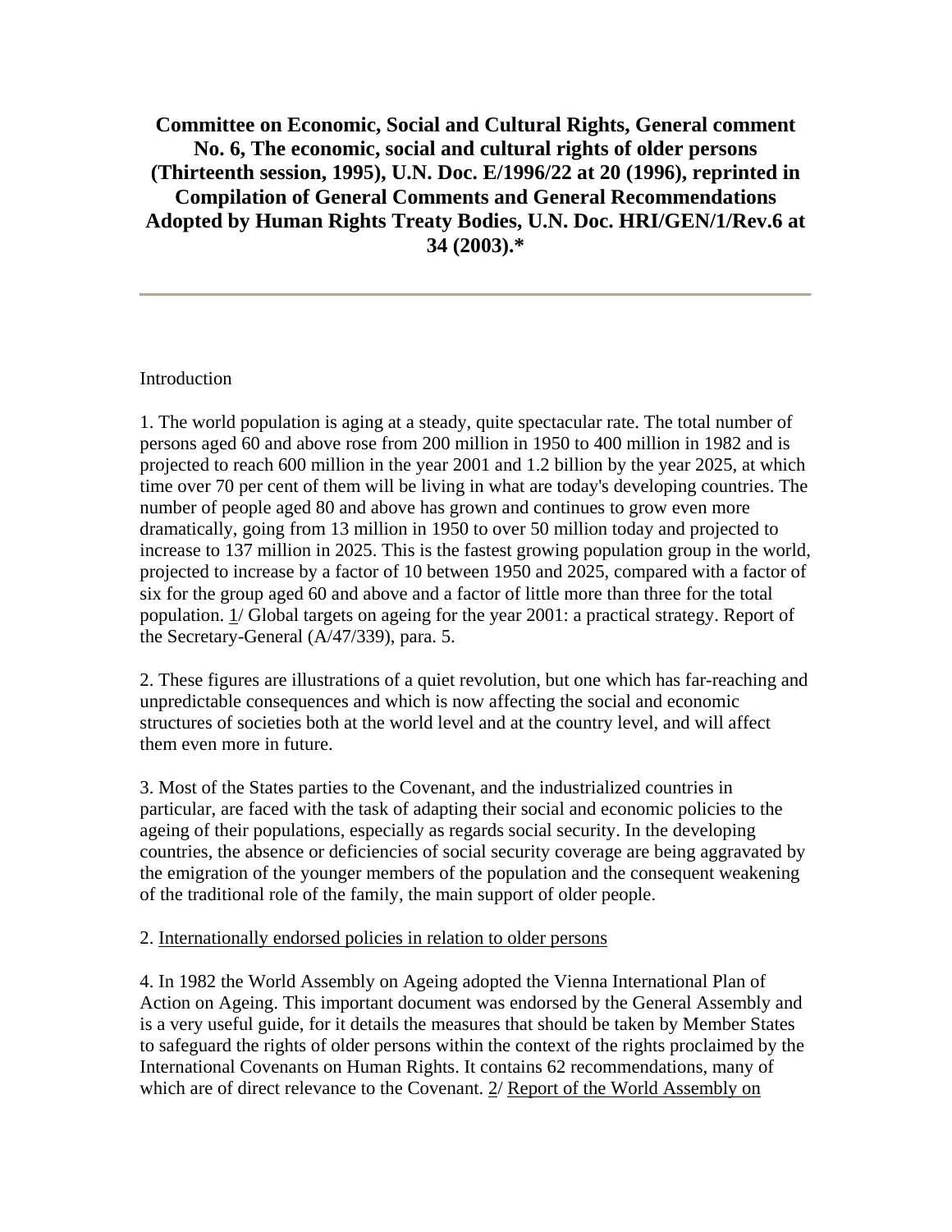# Committee on Economic, Social and Cultural Rights, General comment No. 6, The economic, social and cultural rights of older persons (Thirteenth session, 1995), U.N. Doc. E/1996/22 at 20 (1996), reprinted in Compilation of General Comments and General Recommendations Adopted by Human Rights Treaty Bodies, U.N. Doc. HRI/GEN/1/Rev.6 at 34 (2003).*

---

Introduction

1. The world population is aging at a steady, quite spectacular rate. The total number of persons aged 60 and above rose from 200 million in 1950 to 400 million in 1982 and is projected to reach 600 million in the year 2001 and 1.2 billion by the year 2025, at which time over 70 per cent of them will be living in what are today's developing countries. The number of people aged 80 and above has grown and continues to grow even more dramatically, going from 13 million in 1950 to over 50 million today and projected to increase to 137 million in 2025. This is the fastest growing population group in the world, projected to increase by a factor of 10 between 1950 and 2025, compared with a factor of six for the group aged 60 and above and a factor of little more than three for the total population. 1/ Global targets on ageing for the year 2001: a practical strategy. Report of the Secretary-General (A/47/339), para. 5.

2. These figures are illustrations of a quiet revolution, but one which has far-reaching and unpredictable consequences and which is now affecting the social and economic structures of societies both at the world level and at the country level, and will affect them even more in future.

3. Most of the States parties to the Covenant, and the industrialized countries in particular, are faced with the task of adapting their social and economic policies to the ageing of their populations, especially as regards social security. In the developing countries, the absence or deficiencies of social security coverage are being aggravated by the emigration of the younger members of the population and the consequent weakening of the traditional role of the family, the main support of older people.

2. Internationally endorsed policies in relation to older persons

4. In 1982 the World Assembly on Ageing adopted the Vienna International Plan of Action on Ageing. This important document was endorsed by the General Assembly and is a very useful guide, for it details the measures that should be taken by Member States to safeguard the rights of older persons within the context of the rights proclaimed by the International Covenants on Human Rights. It contains 62 recommendations, many of which are of direct relevance to the Covenant. 2/ Report of the World Assembly on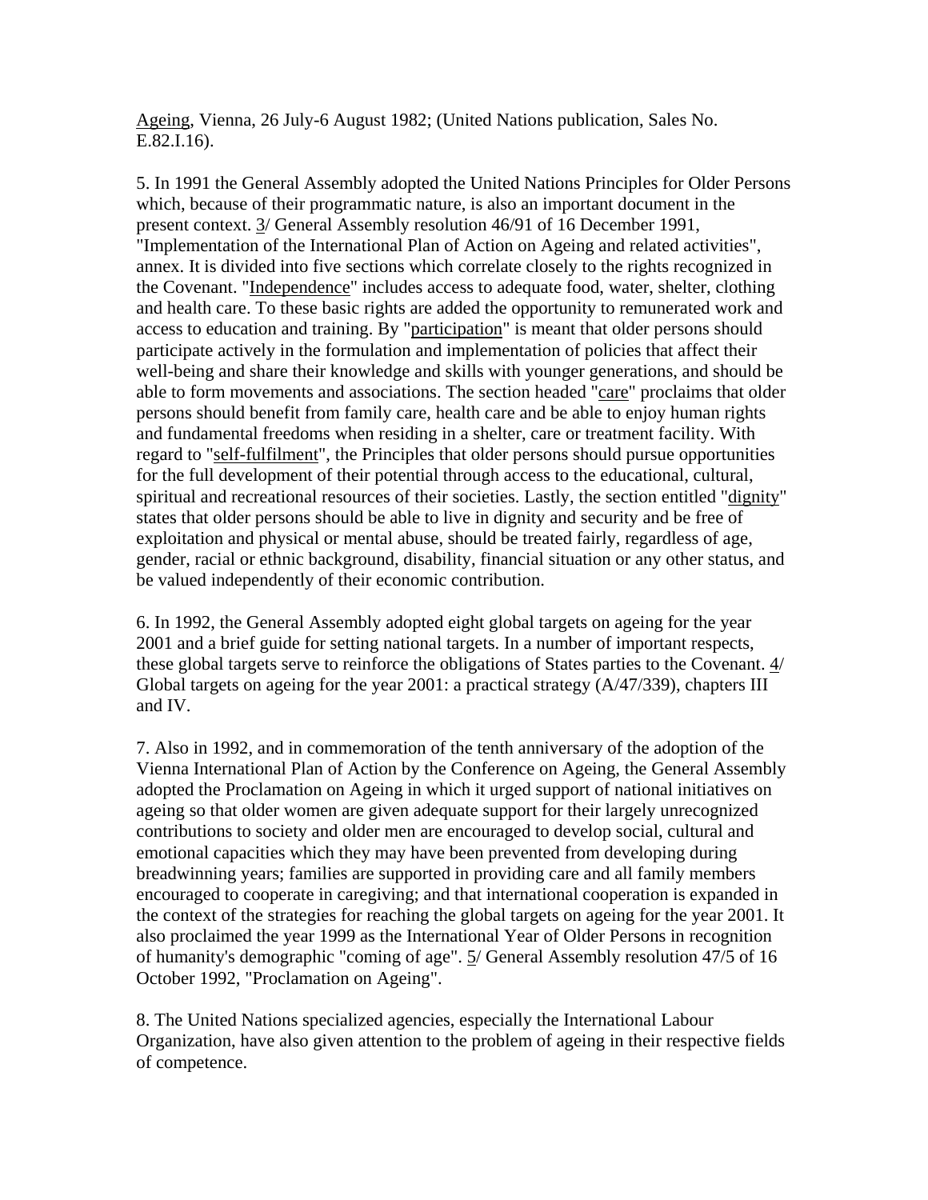Ageing, Vienna, 26 July-6 August 1982; (United Nations publication, Sales No. E.82.I.16).

5. In 1991 the General Assembly adopted the United Nations Principles for Older Persons which, because of their programmatic nature, is also an important document in the present context. 3/ General Assembly resolution 46/91 of 16 December 1991, "Implementation of the International Plan of Action on Ageing and related activities", annex. It is divided into five sections which correlate closely to the rights recognized in the Covenant. "Independence" includes access to adequate food, water, shelter, clothing and health care. To these basic rights are added the opportunity to remunerated work and access to education and training. By "participation" is meant that older persons should participate actively in the formulation and implementation of policies that affect their well-being and share their knowledge and skills with younger generations, and should be able to form movements and associations. The section headed "care" proclaims that older persons should benefit from family care, health care and be able to enjoy human rights and fundamental freedoms when residing in a shelter, care or treatment facility. With regard to "self-fulfilment", the Principles that older persons should pursue opportunities for the full development of their potential through access to the educational, cultural, spiritual and recreational resources of their societies. Lastly, the section entitled "dignity" states that older persons should be able to live in dignity and security and be free of exploitation and physical or mental abuse, should be treated fairly, regardless of age, gender, racial or ethnic background, disability, financial situation or any other status, and be valued independently of their economic contribution.

6. In 1992, the General Assembly adopted eight global targets on ageing for the year 2001 and a brief guide for setting national targets. In a number of important respects, these global targets serve to reinforce the obligations of States parties to the Covenant. 4/ Global targets on ageing for the year 2001: a practical strategy (A/47/339), chapters III and IV.

7. Also in 1992, and in commemoration of the tenth anniversary of the adoption of the Vienna International Plan of Action by the Conference on Ageing, the General Assembly adopted the Proclamation on Ageing in which it urged support of national initiatives on ageing so that older women are given adequate support for their largely unrecognized contributions to society and older men are encouraged to develop social, cultural and emotional capacities which they may have been prevented from developing during breadwinning years; families are supported in providing care and all family members encouraged to cooperate in caregiving; and that international cooperation is expanded in the context of the strategies for reaching the global targets on ageing for the year 2001. It also proclaimed the year 1999 as the International Year of Older Persons in recognition of humanity's demographic "coming of age". 5/ General Assembly resolution 47/5 of 16 October 1992, "Proclamation on Ageing".

8. The United Nations specialized agencies, especially the International Labour Organization, have also given attention to the problem of ageing in their respective fields of competence.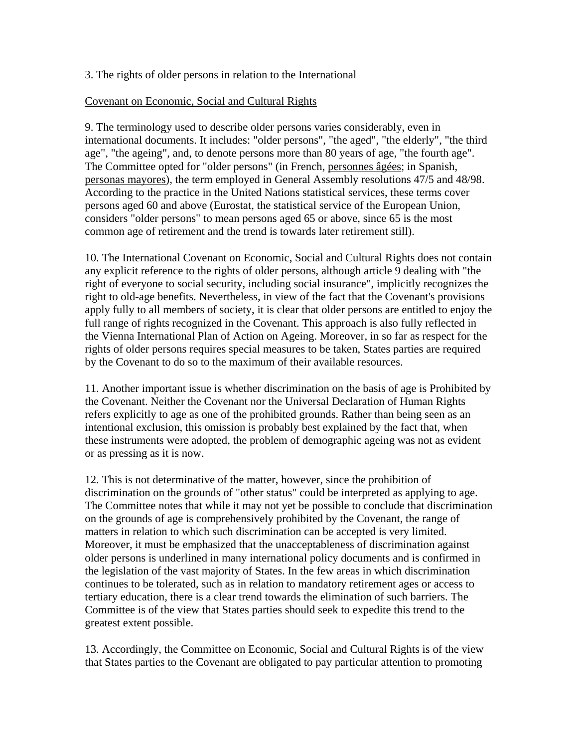3. The rights of older persons in relation to the International

Covenant on Economic, Social and Cultural Rights

9. The terminology used to describe older persons varies considerably, even in international documents. It includes: "older persons", "the aged", "the elderly", "the third age", "the ageing", and, to denote persons more than 80 years of age, "the fourth age". The Committee opted for "older persons" (in French, personnes âgées; in Spanish, personas mayores), the term employed in General Assembly resolutions 47/5 and 48/98. According to the practice in the United Nations statistical services, these terms cover persons aged 60 and above (Eurostat, the statistical service of the European Union, considers "older persons" to mean persons aged 65 or above, since 65 is the most common age of retirement and the trend is towards later retirement still).

10. The International Covenant on Economic, Social and Cultural Rights does not contain any explicit reference to the rights of older persons, although article 9 dealing with "the right of everyone to social security, including social insurance", implicitly recognizes the right to old-age benefits. Nevertheless, in view of the fact that the Covenant's provisions apply fully to all members of society, it is clear that older persons are entitled to enjoy the full range of rights recognized in the Covenant. This approach is also fully reflected in the Vienna International Plan of Action on Ageing. Moreover, in so far as respect for the rights of older persons requires special measures to be taken, States parties are required by the Covenant to do so to the maximum of their available resources.

11. Another important issue is whether discrimination on the basis of age is Prohibited by the Covenant. Neither the Covenant nor the Universal Declaration of Human Rights refers explicitly to age as one of the prohibited grounds. Rather than being seen as an intentional exclusion, this omission is probably best explained by the fact that, when these instruments were adopted, the problem of demographic ageing was not as evident or as pressing as it is now.

12. This is not determinative of the matter, however, since the prohibition of discrimination on the grounds of "other status" could be interpreted as applying to age. The Committee notes that while it may not yet be possible to conclude that discrimination on the grounds of age is comprehensively prohibited by the Covenant, the range of matters in relation to which such discrimination can be accepted is very limited. Moreover, it must be emphasized that the unacceptableness of discrimination against older persons is underlined in many international policy documents and is confirmed in the legislation of the vast majority of States. In the few areas in which discrimination continues to be tolerated, such as in relation to mandatory retirement ages or access to tertiary education, there is a clear trend towards the elimination of such barriers. The Committee is of the view that States parties should seek to expedite this trend to the greatest extent possible.

13. Accordingly, the Committee on Economic, Social and Cultural Rights is of the view that States parties to the Covenant are obligated to pay particular attention to promoting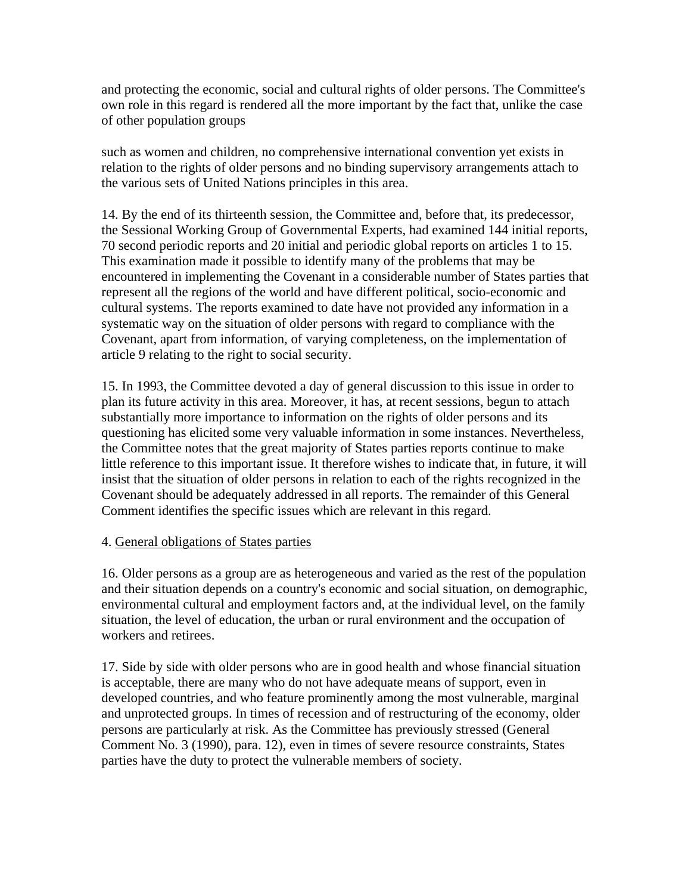and protecting the economic, social and cultural rights of older persons. The Committee's own role in this regard is rendered all the more important by the fact that, unlike the case of other population groups

such as women and children, no comprehensive international convention yet exists in relation to the rights of older persons and no binding supervisory arrangements attach to the various sets of United Nations principles in this area.

14. By the end of its thirteenth session, the Committee and, before that, its predecessor, the Sessional Working Group of Governmental Experts, had examined 144 initial reports, 70 second periodic reports and 20 initial and periodic global reports on articles 1 to 15. This examination made it possible to identify many of the problems that may be encountered in implementing the Covenant in a considerable number of States parties that represent all the regions of the world and have different political, socio-economic and cultural systems. The reports examined to date have not provided any information in a systematic way on the situation of older persons with regard to compliance with the Covenant, apart from information, of varying completeness, on the implementation of article 9 relating to the right to social security.

15. In 1993, the Committee devoted a day of general discussion to this issue in order to plan its future activity in this area. Moreover, it has, at recent sessions, begun to attach substantially more importance to information on the rights of older persons and its questioning has elicited some very valuable information in some instances. Nevertheless, the Committee notes that the great majority of States parties reports continue to make little reference to this important issue. It therefore wishes to indicate that, in future, it will insist that the situation of older persons in relation to each of the rights recognized in the Covenant should be adequately addressed in all reports. The remainder of this General Comment identifies the specific issues which are relevant in this regard.

## 4. General obligations of States parties

16. Older persons as a group are as heterogeneous and varied as the rest of the population and their situation depends on a country's economic and social situation, on demographic, environmental cultural and employment factors and, at the individual level, on the family situation, the level of education, the urban or rural environment and the occupation of workers and retirees.

17. Side by side with older persons who are in good health and whose financial situation is acceptable, there are many who do not have adequate means of support, even in developed countries, and who feature prominently among the most vulnerable, marginal and unprotected groups. In times of recession and of restructuring of the economy, older persons are particularly at risk. As the Committee has previously stressed (General Comment No. 3 (1990), para. 12), even in times of severe resource constraints, States parties have the duty to protect the vulnerable members of society.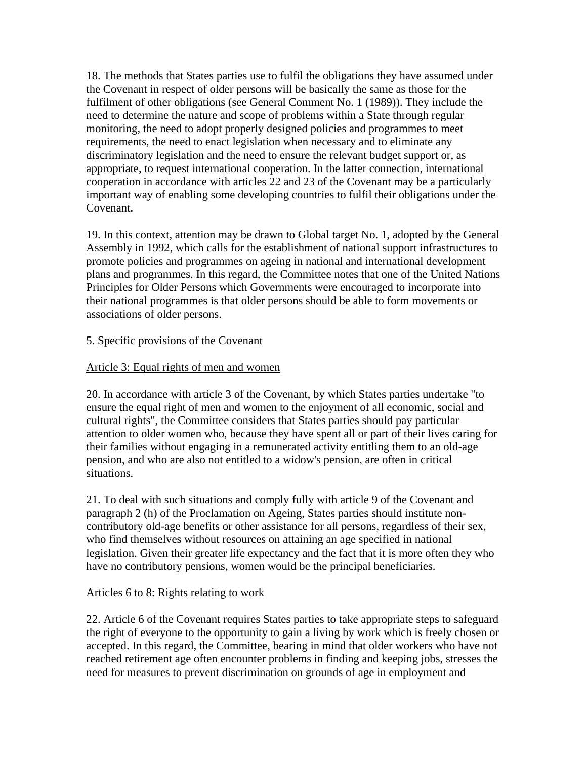18. The methods that States parties use to fulfil the obligations they have assumed under the Covenant in respect of older persons will be basically the same as those for the fulfilment of other obligations (see General Comment No. 1 (1989)). They include the need to determine the nature and scope of problems within a State through regular monitoring, the need to adopt properly designed policies and programmes to meet requirements, the need to enact legislation when necessary and to eliminate any discriminatory legislation and the need to ensure the relevant budget support or, as appropriate, to request international cooperation. In the latter connection, international cooperation in accordance with articles 22 and 23 of the Covenant may be a particularly important way of enabling some developing countries to fulfil their obligations under the Covenant.

19. In this context, attention may be drawn to Global target No. 1, adopted by the General Assembly in 1992, which calls for the establishment of national support infrastructures to promote policies and programmes on ageing in national and international development plans and programmes. In this regard, the Committee notes that one of the United Nations Principles for Older Persons which Governments were encouraged to incorporate into their national programmes is that older persons should be able to form movements or associations of older persons.

## 5. Specific provisions of the Covenant

### Article 3: Equal rights of men and women

20. In accordance with article 3 of the Covenant, by which States parties undertake "to ensure the equal right of men and women to the enjoyment of all economic, social and cultural rights", the Committee considers that States parties should pay particular attention to older women who, because they have spent all or part of their lives caring for their families without engaging in a remunerated activity entitling them to an old-age pension, and who are also not entitled to a widow's pension, are often in critical situations.

21. To deal with such situations and comply fully with article 9 of the Covenant and paragraph 2 (h) of the Proclamation on Ageing, States parties should institute non-contributory old-age benefits or other assistance for all persons, regardless of their sex, who find themselves without resources on attaining an age specified in national legislation. Given their greater life expectancy and the fact that it is more often they who have no contributory pensions, women would be the principal beneficiaries.

### Articles 6 to 8: Rights relating to work

22. Article 6 of the Covenant requires States parties to take appropriate steps to safeguard the right of everyone to the opportunity to gain a living by work which is freely chosen or accepted. In this regard, the Committee, bearing in mind that older workers who have not reached retirement age often encounter problems in finding and keeping jobs, stresses the need for measures to prevent discrimination on grounds of age in employment and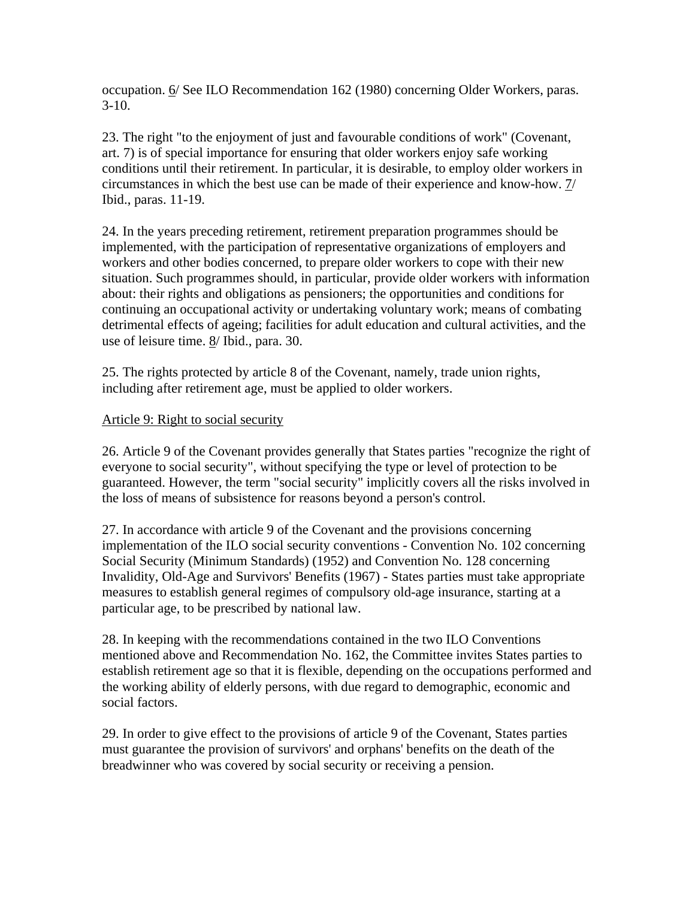occupation. 6/ See ILO Recommendation 162 (1980) concerning Older Workers, paras. 3-10.

23. The right "to the enjoyment of just and favourable conditions of work" (Covenant, art. 7) is of special importance for ensuring that older workers enjoy safe working conditions until their retirement. In particular, it is desirable, to employ older workers in circumstances in which the best use can be made of their experience and know-how. 7/ Ibid., paras. 11-19.

24. In the years preceding retirement, retirement preparation programmes should be implemented, with the participation of representative organizations of employers and workers and other bodies concerned, to prepare older workers to cope with their new situation. Such programmes should, in particular, provide older workers with information about: their rights and obligations as pensioners; the opportunities and conditions for continuing an occupational activity or undertaking voluntary work; means of combating detrimental effects of ageing; facilities for adult education and cultural activities, and the use of leisure time. 8/ Ibid., para. 30.

25. The rights protected by article 8 of the Covenant, namely, trade union rights, including after retirement age, must be applied to older workers.

Article 9: Right to social security

26. Article 9 of the Covenant provides generally that States parties "recognize the right of everyone to social security", without specifying the type or level of protection to be guaranteed. However, the term "social security" implicitly covers all the risks involved in the loss of means of subsistence for reasons beyond a person's control.

27. In accordance with article 9 of the Covenant and the provisions concerning implementation of the ILO social security conventions - Convention No. 102 concerning Social Security (Minimum Standards) (1952) and Convention No. 128 concerning Invalidity, Old-Age and Survivors' Benefits (1967) - States parties must take appropriate measures to establish general regimes of compulsory old-age insurance, starting at a particular age, to be prescribed by national law.

28. In keeping with the recommendations contained in the two ILO Conventions mentioned above and Recommendation No. 162, the Committee invites States parties to establish retirement age so that it is flexible, depending on the occupations performed and the working ability of elderly persons, with due regard to demographic, economic and social factors.

29. In order to give effect to the provisions of article 9 of the Covenant, States parties must guarantee the provision of survivors' and orphans' benefits on the death of the breadwinner who was covered by social security or receiving a pension.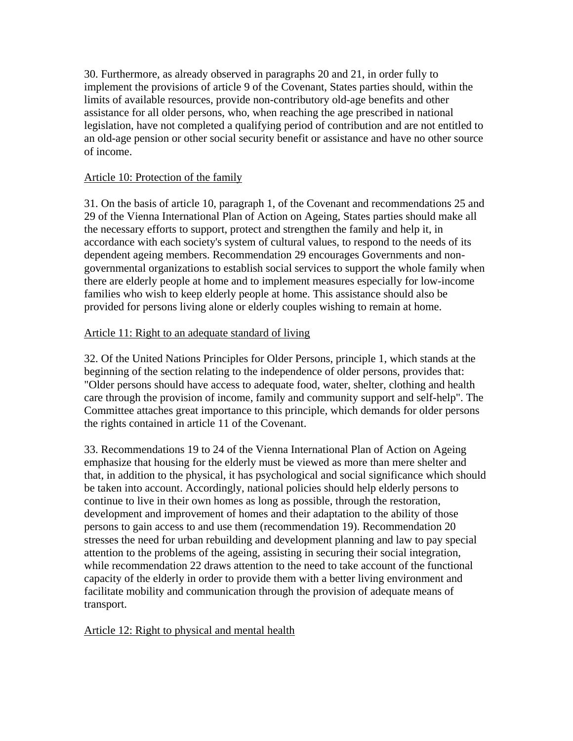30. Furthermore, as already observed in paragraphs 20 and 21, in order fully to implement the provisions of article 9 of the Covenant, States parties should, within the limits of available resources, provide non-contributory old-age benefits and other assistance for all older persons, who, when reaching the age prescribed in national legislation, have not completed a qualifying period of contribution and are not entitled to an old-age pension or other social security benefit or assistance and have no other source of income.

<u>Article 10: Protection of the family</u>

31. On the basis of article 10, paragraph 1, of the Covenant and recommendations 25 and 29 of the Vienna International Plan of Action on Ageing, States parties should make all the necessary efforts to support, protect and strengthen the family and help it, in accordance with each society's system of cultural values, to respond to the needs of its dependent ageing members. Recommendation 29 encourages Governments and non-governmental organizations to establish social services to support the whole family when there are elderly people at home and to implement measures especially for low-income families who wish to keep elderly people at home. This assistance should also be provided for persons living alone or elderly couples wishing to remain at home.

<u>Article 11: Right to an adequate standard of living</u>

32. Of the United Nations Principles for Older Persons, principle 1, which stands at the beginning of the section relating to the independence of older persons, provides that: "Older persons should have access to adequate food, water, shelter, clothing and health care through the provision of income, family and community support and self-help". The Committee attaches great importance to this principle, which demands for older persons the rights contained in article 11 of the Covenant.

33. Recommendations 19 to 24 of the Vienna International Plan of Action on Ageing emphasize that housing for the elderly must be viewed as more than mere shelter and that, in addition to the physical, it has psychological and social significance which should be taken into account. Accordingly, national policies should help elderly persons to continue to live in their own homes as long as possible, through the restoration, development and improvement of homes and their adaptation to the ability of those persons to gain access to and use them (recommendation 19). Recommendation 20 stresses the need for urban rebuilding and development planning and law to pay special attention to the problems of the ageing, assisting in securing their social integration, while recommendation 22 draws attention to the need to take account of the functional capacity of the elderly in order to provide them with a better living environment and facilitate mobility and communication through the provision of adequate means of transport.

<u>Article 12: Right to physical and mental health</u>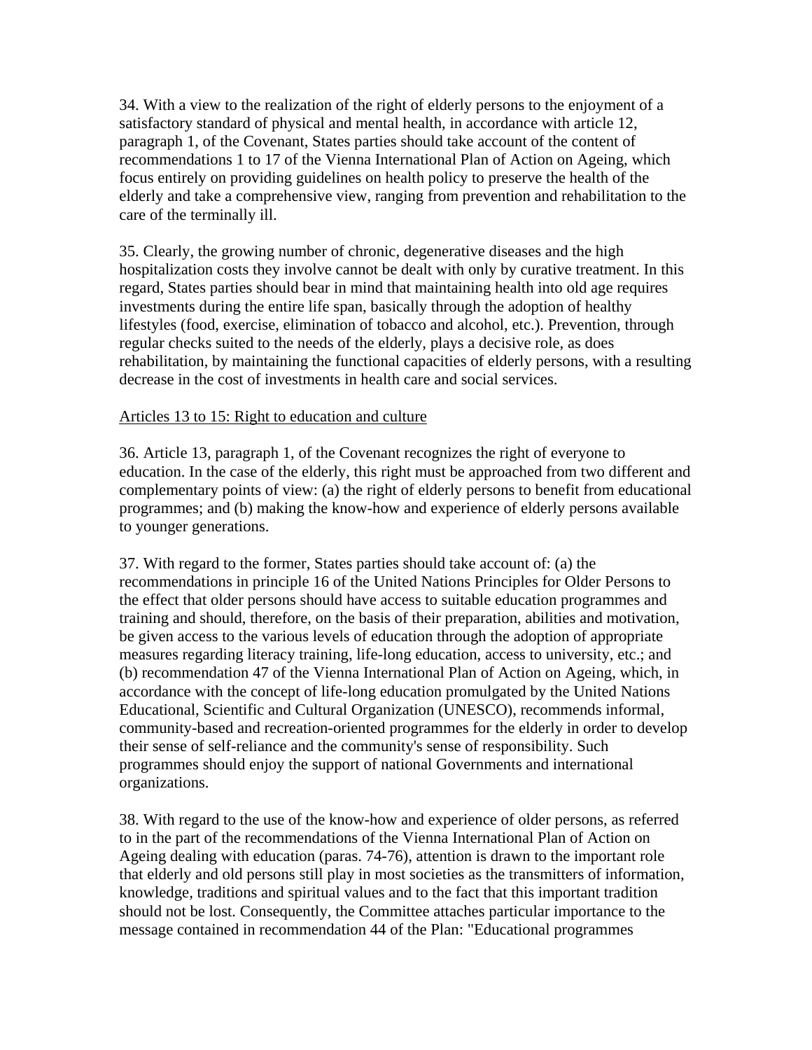34. With a view to the realization of the right of elderly persons to the enjoyment of a satisfactory standard of physical and mental health, in accordance with article 12, paragraph 1, of the Covenant, States parties should take account of the content of recommendations 1 to 17 of the Vienna International Plan of Action on Ageing, which focus entirely on providing guidelines on health policy to preserve the health of the elderly and take a comprehensive view, ranging from prevention and rehabilitation to the care of the terminally ill.

35. Clearly, the growing number of chronic, degenerative diseases and the high hospitalization costs they involve cannot be dealt with only by curative treatment. In this regard, States parties should bear in mind that maintaining health into old age requires investments during the entire life span, basically through the adoption of healthy lifestyles (food, exercise, elimination of tobacco and alcohol, etc.). Prevention, through regular checks suited to the needs of the elderly, plays a decisive role, as does rehabilitation, by maintaining the functional capacities of elderly persons, with a resulting decrease in the cost of investments in health care and social services.

<u>Articles 13 to 15: Right to education and culture</u>

36. Article 13, paragraph 1, of the Covenant recognizes the right of everyone to education. In the case of the elderly, this right must be approached from two different and complementary points of view: (a) the right of elderly persons to benefit from educational programmes; and (b) making the know-how and experience of elderly persons available to younger generations.

37. With regard to the former, States parties should take account of: (a) the recommendations in principle 16 of the United Nations Principles for Older Persons to the effect that older persons should have access to suitable education programmes and training and should, therefore, on the basis of their preparation, abilities and motivation, be given access to the various levels of education through the adoption of appropriate measures regarding literacy training, life-long education, access to university, etc.; and (b) recommendation 47 of the Vienna International Plan of Action on Ageing, which, in accordance with the concept of life-long education promulgated by the United Nations Educational, Scientific and Cultural Organization (UNESCO), recommends informal, community-based and recreation-oriented programmes for the elderly in order to develop their sense of self-reliance and the community's sense of responsibility. Such programmes should enjoy the support of national Governments and international organizations.

38. With regard to the use of the know-how and experience of older persons, as referred to in the part of the recommendations of the Vienna International Plan of Action on Ageing dealing with education (paras. 74-76), attention is drawn to the important role that elderly and old persons still play in most societies as the transmitters of information, knowledge, traditions and spiritual values and to the fact that this important tradition should not be lost. Consequently, the Committee attaches particular importance to the message contained in recommendation 44 of the Plan: "Educational programmes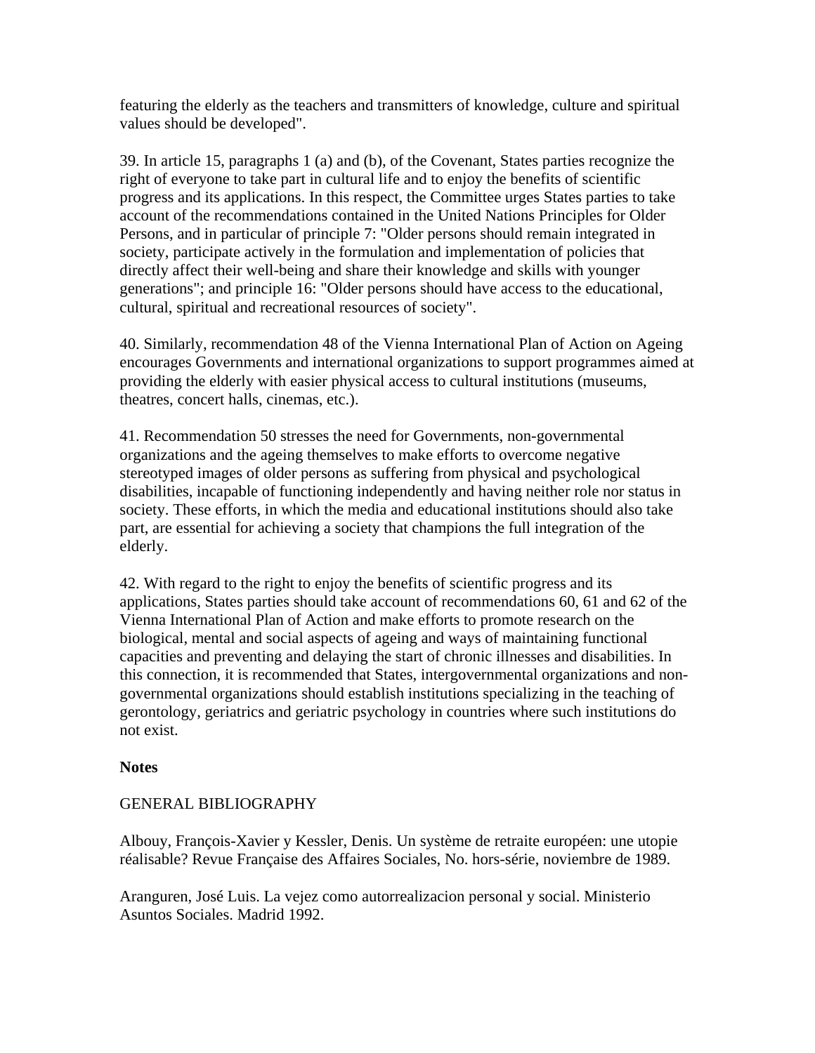featuring the elderly as the teachers and transmitters of knowledge, culture and spiritual values should be developed".

39. In article 15, paragraphs 1 (a) and (b), of the Covenant, States parties recognize the right of everyone to take part in cultural life and to enjoy the benefits of scientific progress and its applications. In this respect, the Committee urges States parties to take account of the recommendations contained in the United Nations Principles for Older Persons, and in particular of principle 7: "Older persons should remain integrated in society, participate actively in the formulation and implementation of policies that directly affect their well-being and share their knowledge and skills with younger generations"; and principle 16: "Older persons should have access to the educational, cultural, spiritual and recreational resources of society".

40. Similarly, recommendation 48 of the Vienna International Plan of Action on Ageing encourages Governments and international organizations to support programmes aimed at providing the elderly with easier physical access to cultural institutions (museums, theatres, concert halls, cinemas, etc.).

41. Recommendation 50 stresses the need for Governments, non-governmental organizations and the ageing themselves to make efforts to overcome negative stereotyped images of older persons as suffering from physical and psychological disabilities, incapable of functioning independently and having neither role nor status in society. These efforts, in which the media and educational institutions should also take part, are essential for achieving a society that champions the full integration of the elderly.

42. With regard to the right to enjoy the benefits of scientific progress and its applications, States parties should take account of recommendations 60, 61 and 62 of the Vienna International Plan of Action and make efforts to promote research on the biological, mental and social aspects of ageing and ways of maintaining functional capacities and preventing and delaying the start of chronic illnesses and disabilities. In this connection, it is recommended that States, intergovernmental organizations and non-governmental organizations should establish institutions specializing in the teaching of gerontology, geriatrics and geriatric psychology in countries where such institutions do not exist.

**Notes**

GENERAL BIBLIOGRAPHY

Albouy, François-Xavier y Kessler, Denis. Un système de retraite européen: une utopie réalisable? Revue Française des Affaires Sociales, No. hors-série, noviembre de 1989.

Aranguren, José Luis. La vejez como autorrealizacion personal y social. Ministerio Asuntos Sociales. Madrid 1992.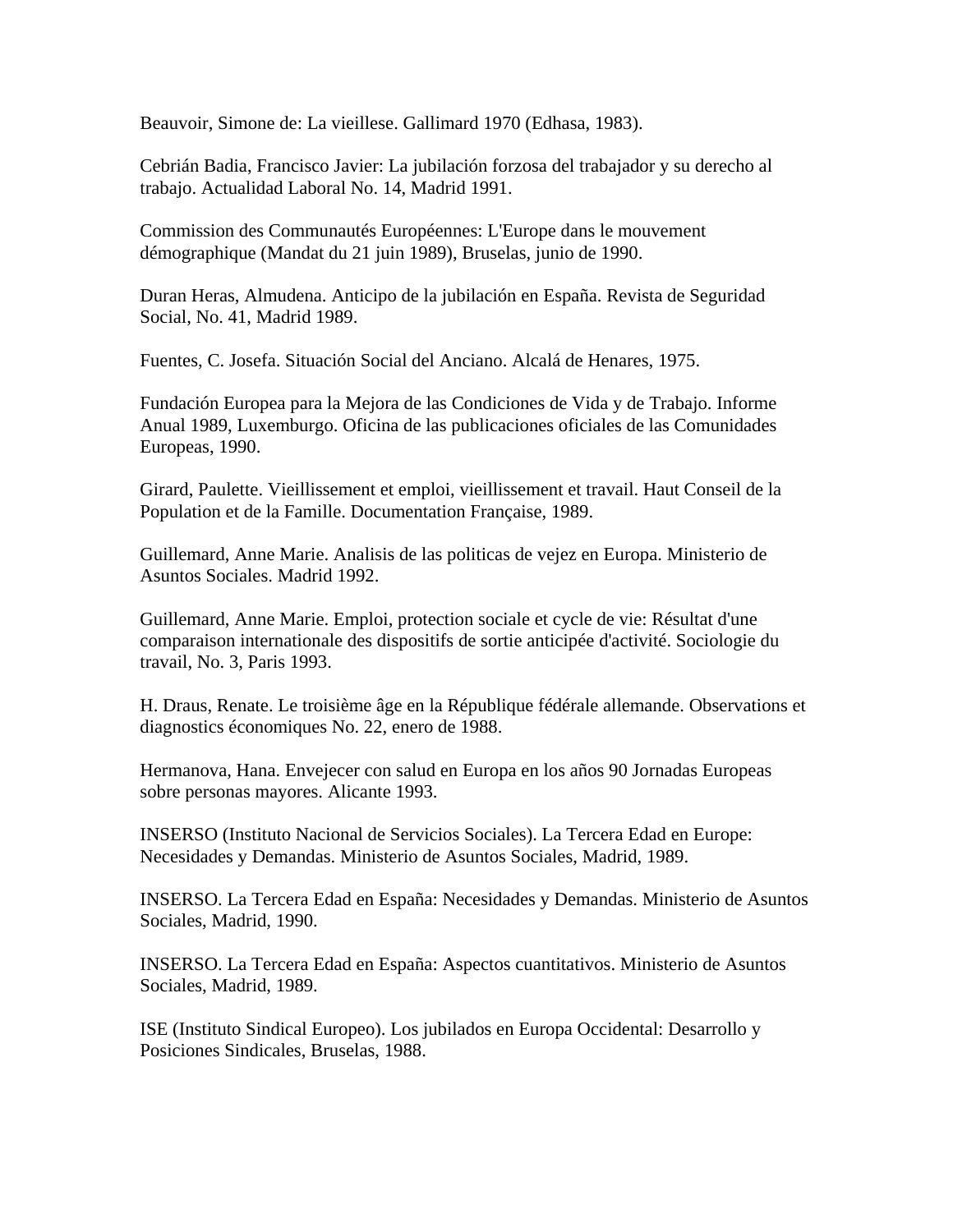Beauvoir, Simone de: La vieillese. Gallimard 1970 (Edhasa, 1983).

Cebrián Badia, Francisco Javier: La jubilación forzosa del trabajador y su derecho al trabajo. Actualidad Laboral No. 14, Madrid 1991.

Commission des Communautés Européennes: L'Europe dans le mouvement démographique (Mandat du 21 juin 1989), Bruselas, junio de 1990.

Duran Heras, Almudena. Anticipo de la jubilación en España. Revista de Seguridad Social, No. 41, Madrid 1989.

Fuentes, C. Josefa. Situación Social del Anciano. Alcalá de Henares, 1975.

Fundación Europea para la Mejora de las Condiciones de Vida y de Trabajo. Informe Anual 1989, Luxemburgo. Oficina de las publicaciones oficiales de las Comunidades Europeas, 1990.

Girard, Paulette. Vieillissement et emploi, vieillissement et travail. Haut Conseil de la Population et de la Famille. Documentation Française, 1989.

Guillemard, Anne Marie. Analisis de las politicas de vejez en Europa. Ministerio de Asuntos Sociales. Madrid 1992.

Guillemard, Anne Marie. Emploi, protection sociale et cycle de vie: Résultat d'une comparaison internationale des dispositifs de sortie anticipée d'activité. Sociologie du travail, No. 3, Paris 1993.

H. Draus, Renate. Le troisième âge en la République fédérale allemande. Observations et diagnostics économiques No. 22, enero de 1988.

Hermanova, Hana. Envejecer con salud en Europa en los años 90 Jornadas Europeas sobre personas mayores. Alicante 1993.

INSERSO (Instituto Nacional de Servicios Sociales). La Tercera Edad en Europe: Necesidades y Demandas. Ministerio de Asuntos Sociales, Madrid, 1989.

INSERSO. La Tercera Edad en España: Necesidades y Demandas. Ministerio de Asuntos Sociales, Madrid, 1990.

INSERSO. La Tercera Edad en España: Aspectos cuantitativos. Ministerio de Asuntos Sociales, Madrid, 1989.

ISE (Instituto Sindical Europeo). Los jubilados en Europa Occidental: Desarrollo y Posiciones Sindicales, Bruselas, 1988.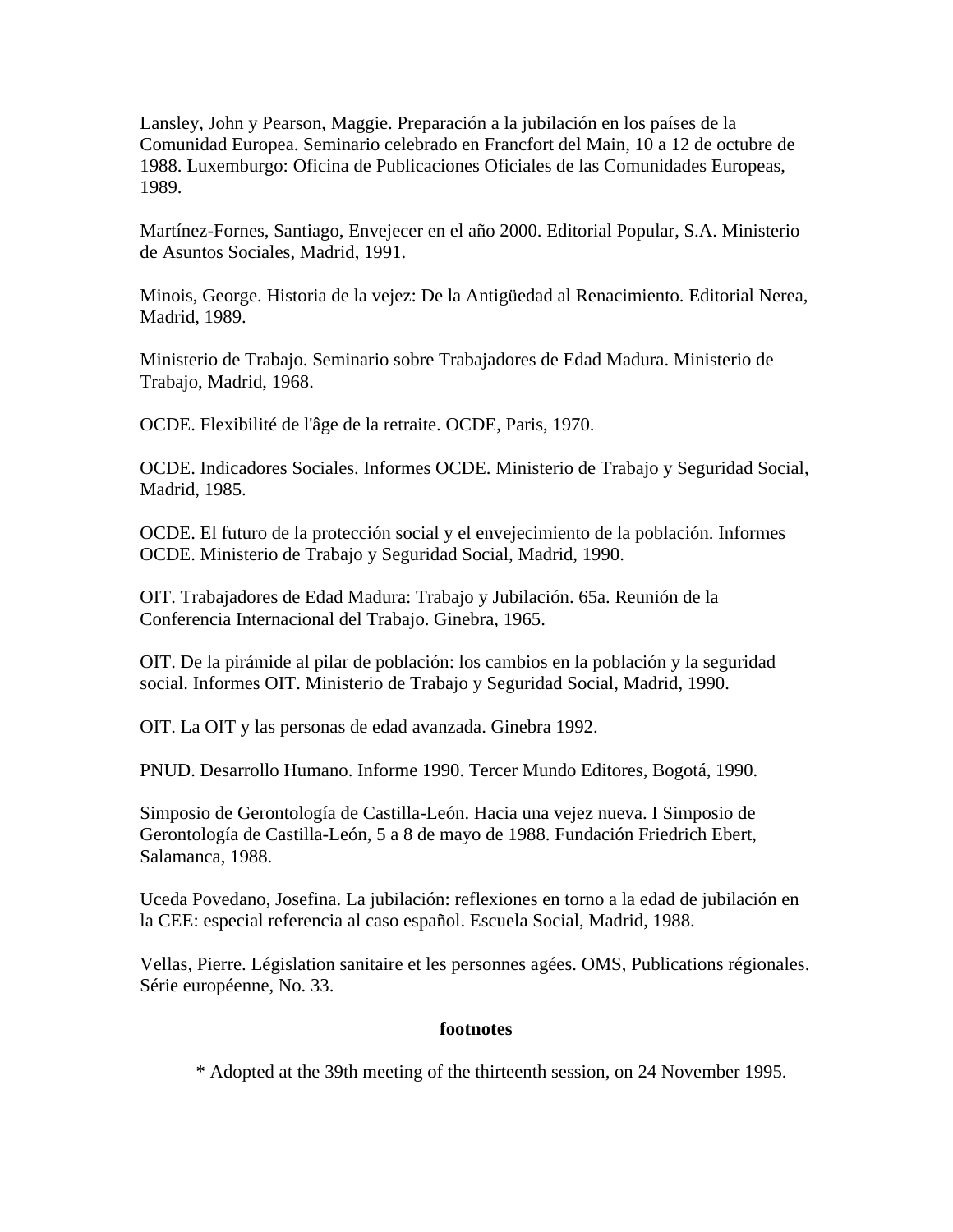Lansley, John y Pearson, Maggie. Preparación a la jubilación en los países de la Comunidad Europea. Seminario celebrado en Francfort del Main, 10 a 12 de octubre de 1988. Luxemburgo: Oficina de Publicaciones Oficiales de las Comunidades Europeas, 1989.

Martínez-Fornes, Santiago, Envejecer en el año 2000. Editorial Popular, S.A. Ministerio de Asuntos Sociales, Madrid, 1991.

Minois, George. Historia de la vejez: De la Antigüedad al Renacimiento. Editorial Nerea, Madrid, 1989.

Ministerio de Trabajo. Seminario sobre Trabajadores de Edad Madura. Ministerio de Trabajo, Madrid, 1968.

OCDE. Flexibilité de l'âge de la retraite. OCDE, Paris, 1970.

OCDE. Indicadores Sociales. Informes OCDE. Ministerio de Trabajo y Seguridad Social, Madrid, 1985.

OCDE. El futuro de la protección social y el envejecimiento de la población. Informes OCDE. Ministerio de Trabajo y Seguridad Social, Madrid, 1990.

OIT. Trabajadores de Edad Madura: Trabajo y Jubilación. 65a. Reunión de la Conferencia Internacional del Trabajo. Ginebra, 1965.

OIT. De la pirámide al pilar de población: los cambios en la población y la seguridad social. Informes OIT. Ministerio de Trabajo y Seguridad Social, Madrid, 1990.

OIT. La OIT y las personas de edad avanzada. Ginebra 1992.

PNUD. Desarrollo Humano. Informe 1990. Tercer Mundo Editores, Bogotá, 1990.

Simposio de Gerontología de Castilla-León. Hacia una vejez nueva. I Simposio de Gerontología de Castilla-León, 5 a 8 de mayo de 1988. Fundación Friedrich Ebert, Salamanca, 1988.

Uceda Povedano, Josefina. La jubilación: reflexiones en torno a la edad de jubilación en la CEE: especial referencia al caso español. Escuela Social, Madrid, 1988.

Vellas, Pierre. Législation sanitaire et les personnes agées. OMS, Publications régionales. Série européenne, No. 33.

**footnotes**

* Adopted at the 39th meeting of the thirteenth session, on 24 November 1995.